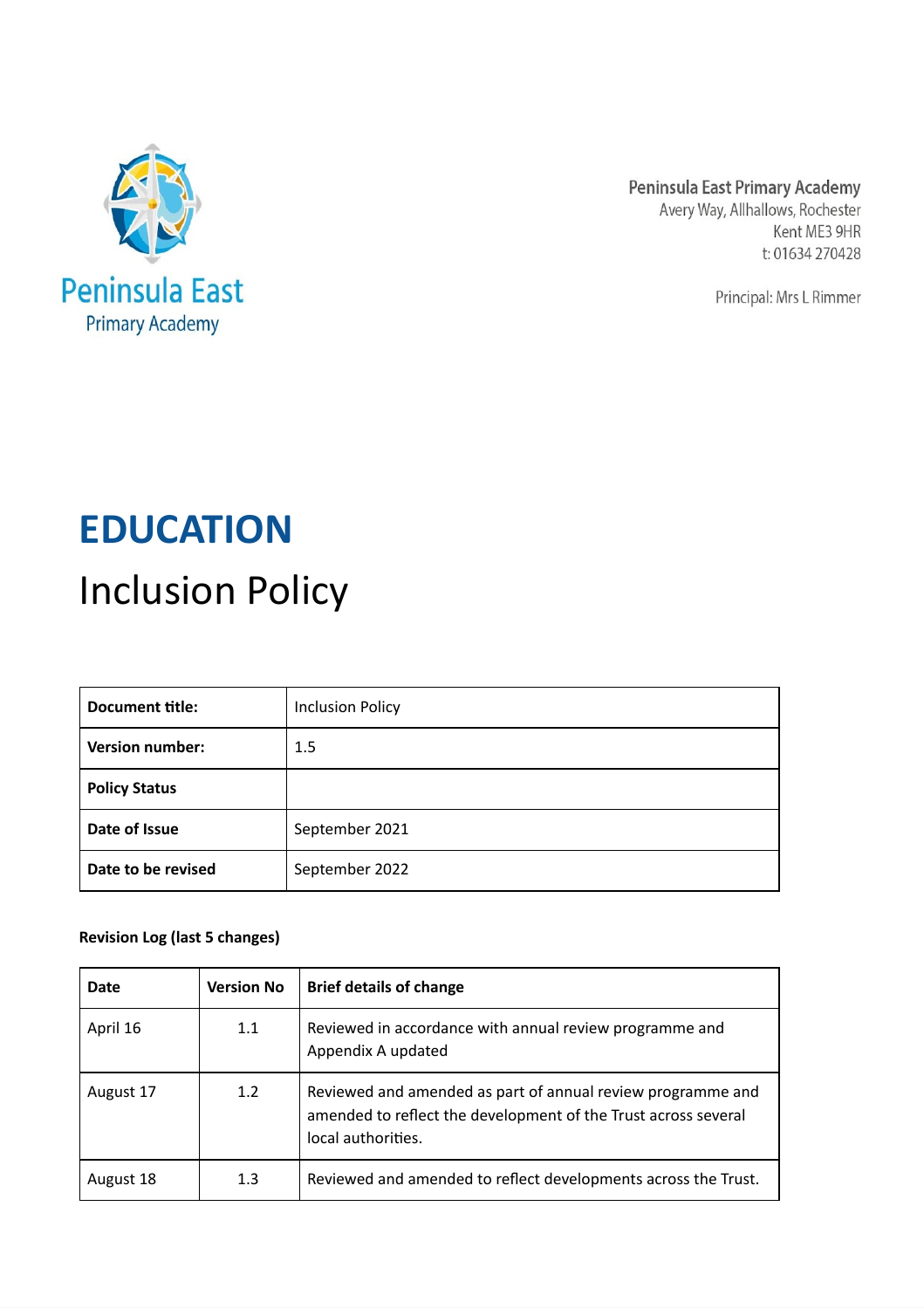Peninsula East
Primary Academy

Peninsula East Primary Academy
Avery Way, Allhallows, Rochester
Kent ME3 9HR
t: 01634 270428

Principal: Mrs L Rimmer

# EDUCATION

## Inclusion Policy

| **Document title:** | Inclusion Policy |
|---|---|
| **Version number:** | 1.5 |
| **Policy Status** | |
| **Date of Issue** | September 2021 |
| **Date to be revised** | September 2022 |

**Revision Log (last 5 changes)**

| **Date** | **Version No** | **Brief details of change** |
|---|---|---|
| April 16 | 1.1 | Reviewed in accordance with annual review programme and Appendix A updated |
| August 17 | 1.2 | Reviewed and amended as part of annual review programme and amended to reflect the development of the Trust across several local authorities. |
| August 18 | 1.3 | Reviewed and amended to reflect developments across the Trust. |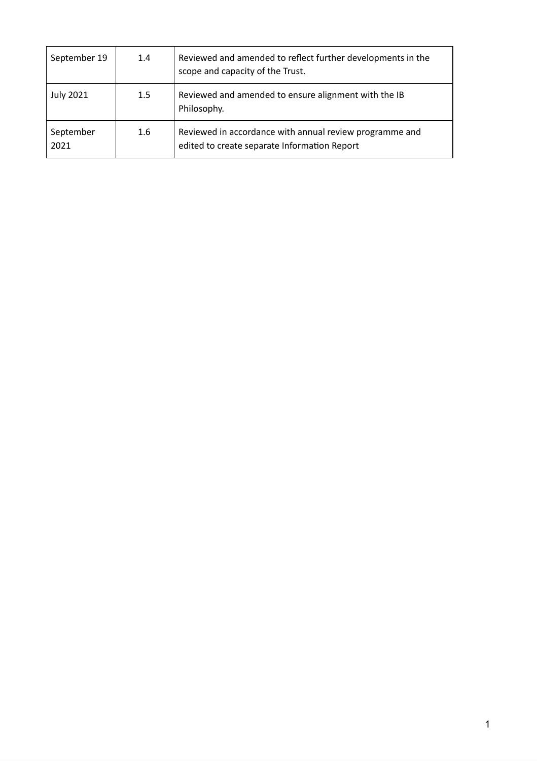| September 19 | 1.4 | Reviewed and amended to reflect further developments in the scope and capacity of the Trust. |
|---|---|---|
| July 2021 | 1.5 | Reviewed and amended to ensure alignment with the IB Philosophy. |
| September 2021 | 1.6 | Reviewed in accordance with annual review programme and edited to create separate Information Report |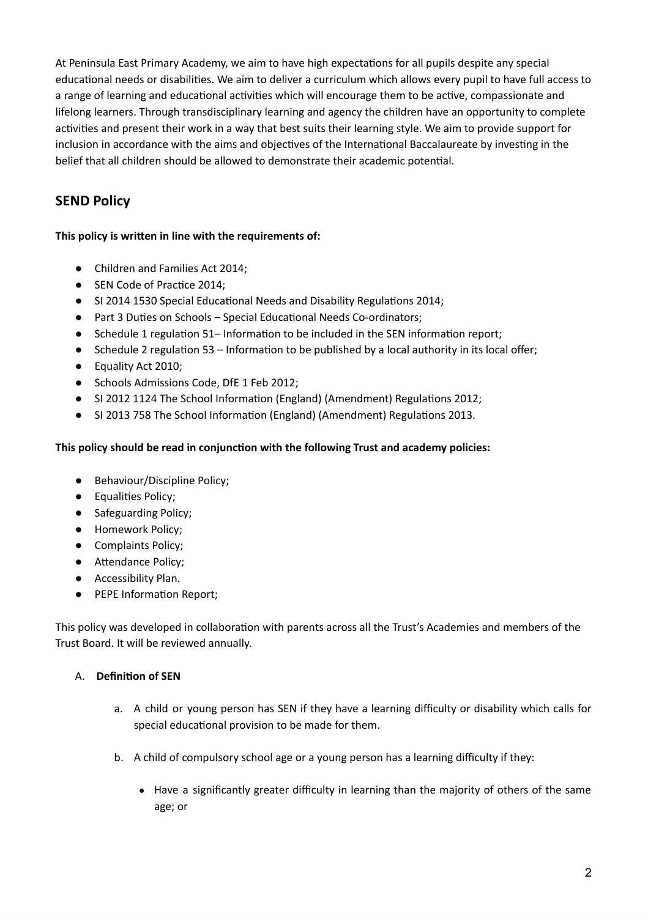At Peninsula East Primary Academy, we aim to have high expectations for all pupils despite any special educational needs or disabilities. We aim to deliver a curriculum which allows every pupil to have full access to a range of learning and educational activities which will encourage them to be active, compassionate and lifelong learners. Through transdisciplinary learning and agency the children have an opportunity to complete activities and present their work in a way that best suits their learning style. We aim to provide support for inclusion in accordance with the aims and objectives of the International Baccalaureate by investing in the belief that all children should be allowed to demonstrate their academic potential.

## SEND Policy

**This policy is written in line with the requirements of:**

- Children and Families Act 2014;
- SEN Code of Practice 2014;
- SI 2014 1530 Special Educational Needs and Disability Regulations 2014;
- Part 3 Duties on Schools – Special Educational Needs Co-ordinators;
- Schedule 1 regulation 51– Information to be included in the SEN information report;
- Schedule 2 regulation 53 – Information to be published by a local authority in its local offer;
- Equality Act 2010;
- Schools Admissions Code, DfE 1 Feb 2012;
- SI 2012 1124 The School Information (England) (Amendment) Regulations 2012;
- SI 2013 758 The School Information (England) (Amendment) Regulations 2013.

**This policy should be read in conjunction with the following Trust and academy policies:**

- Behaviour/Discipline Policy;
- Equalities Policy;
- Safeguarding Policy;
- Homework Policy;
- Complaints Policy;
- Attendance Policy;
- Accessibility Plan.
- PEPE Information Report;

This policy was developed in collaboration with parents across all the Trust's Academies and members of the Trust Board. It will be reviewed annually.

A. **Definition of SEN**

   a. A child or young person has SEN if they have a learning difficulty or disability which calls for special educational provision to be made for them.

   b. A child of compulsory school age or a young person has a learning difficulty if they:

      - Have a significantly greater difficulty in learning than the majority of others of the same age; or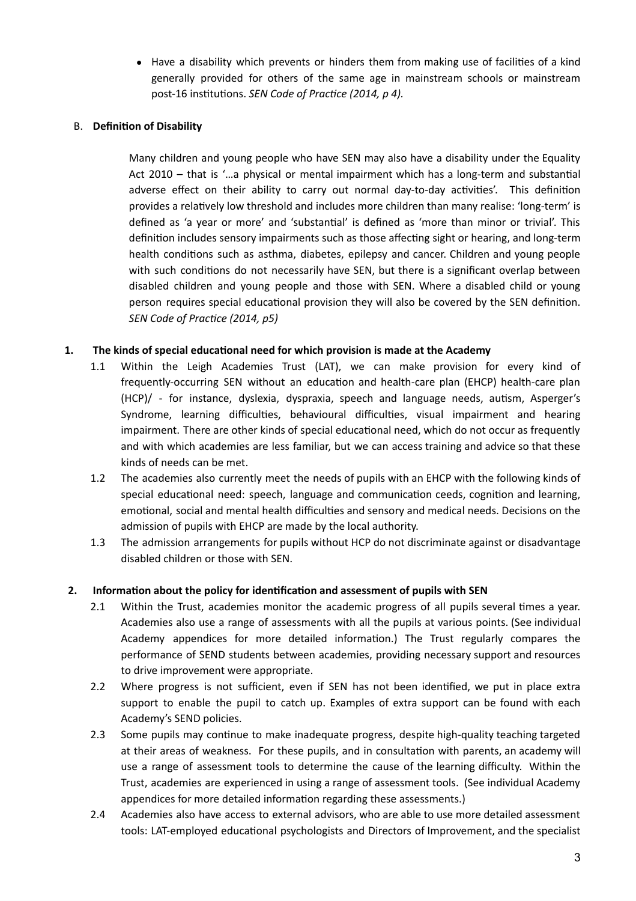- Have a disability which prevents or hinders them from making use of facilities of a kind generally provided for others of the same age in mainstream schools or mainstream post-16 institutions. *SEN Code of Practice (2014, p 4).*

B. **Definition of Disability**

Many children and young people who have SEN may also have a disability under the Equality Act 2010 – that is '…a physical or mental impairment which has a long-term and substantial adverse effect on their ability to carry out normal day-to-day activities'. This definition provides a relatively low threshold and includes more children than many realise: 'long-term' is defined as 'a year or more' and 'substantial' is defined as 'more than minor or trivial'. This definition includes sensory impairments such as those affecting sight or hearing, and long-term health conditions such as asthma, diabetes, epilepsy and cancer. Children and young people with such conditions do not necessarily have SEN, but there is a significant overlap between disabled children and young people and those with SEN. Where a disabled child or young person requires special educational provision they will also be covered by the SEN definition. *SEN Code of Practice (2014, p5)*

## 1. The kinds of special educational need for which provision is made at the Academy

1.1 Within the Leigh Academies Trust (LAT), we can make provision for every kind of frequently-occurring SEN without an education and health-care plan (EHCP) health-care plan (HCP)/ - for instance, dyslexia, dyspraxia, speech and language needs, autism, Asperger's Syndrome, learning difficulties, behavioural difficulties, visual impairment and hearing impairment. There are other kinds of special educational need, which do not occur as frequently and with which academies are less familiar, but we can access training and advice so that these kinds of needs can be met.

1.2 The academies also currently meet the needs of pupils with an EHCP with the following kinds of special educational need: speech, language and communication ceeds, cognition and learning, emotional, social and mental health difficulties and sensory and medical needs. Decisions on the admission of pupils with EHCP are made by the local authority.

1.3 The admission arrangements for pupils without HCP do not discriminate against or disadvantage disabled children or those with SEN.

## 2. Information about the policy for identification and assessment of pupils with SEN

2.1 Within the Trust, academies monitor the academic progress of all pupils several times a year. Academies also use a range of assessments with all the pupils at various points. (See individual Academy appendices for more detailed information.) The Trust regularly compares the performance of SEND students between academies, providing necessary support and resources to drive improvement were appropriate.

2.2 Where progress is not sufficient, even if SEN has not been identified, we put in place extra support to enable the pupil to catch up. Examples of extra support can be found with each Academy's SEND policies.

2.3 Some pupils may continue to make inadequate progress, despite high-quality teaching targeted at their areas of weakness. For these pupils, and in consultation with parents, an academy will use a range of assessment tools to determine the cause of the learning difficulty. Within the Trust, academies are experienced in using a range of assessment tools. (See individual Academy appendices for more detailed information regarding these assessments.)

2.4 Academies also have access to external advisors, who are able to use more detailed assessment tools: LAT-employed educational psychologists and Directors of Improvement, and the specialist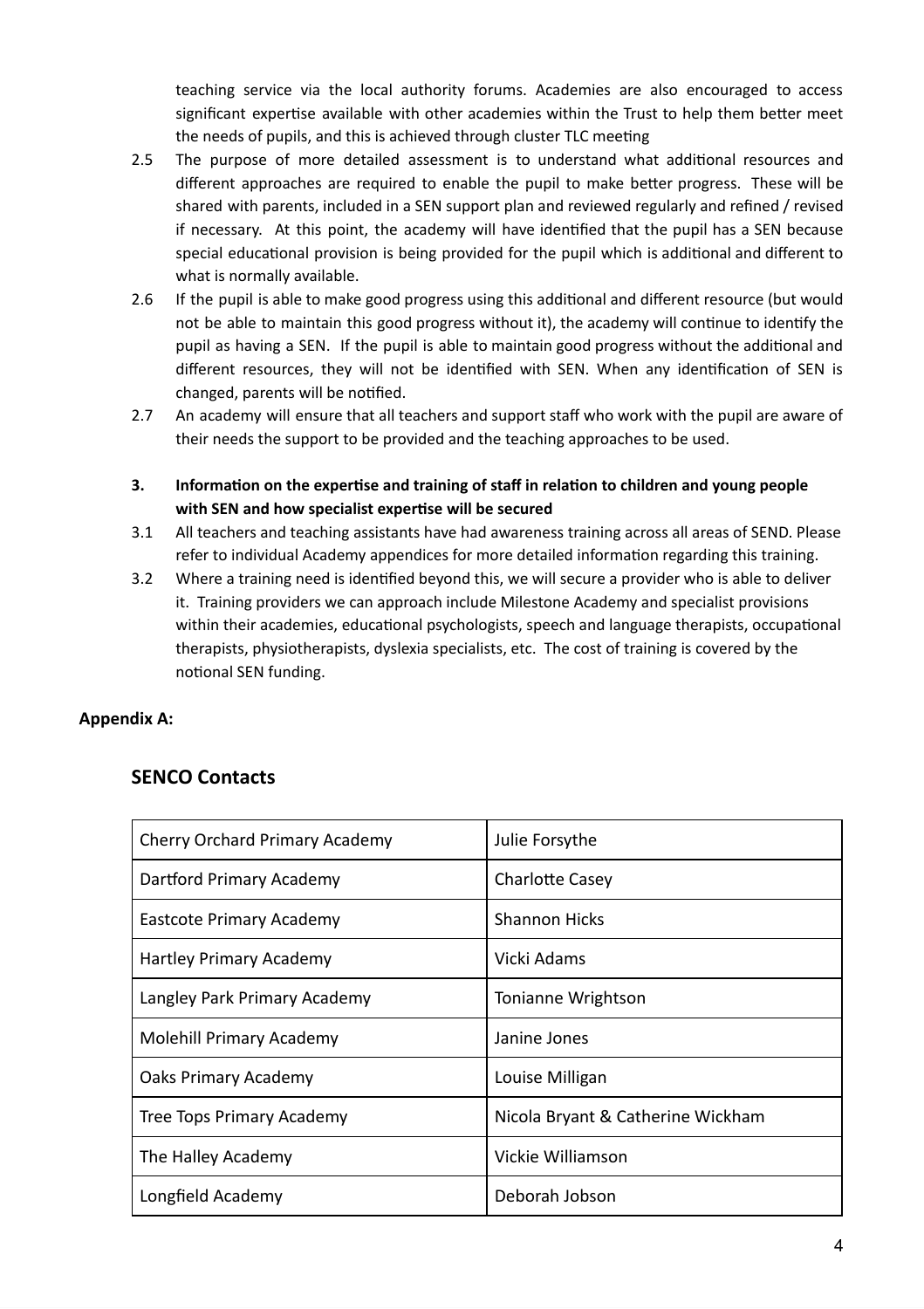teaching service via the local authority forums. Academies are also encouraged to access significant expertise available with other academies within the Trust to help them better meet the needs of pupils, and this is achieved through cluster TLC meeting

2.5 The purpose of more detailed assessment is to understand what additional resources and different approaches are required to enable the pupil to make better progress. These will be shared with parents, included in a SEN support plan and reviewed regularly and refined / revised if necessary. At this point, the academy will have identified that the pupil has a SEN because special educational provision is being provided for the pupil which is additional and different to what is normally available.

2.6 If the pupil is able to make good progress using this additional and different resource (but would not be able to maintain this good progress without it), the academy will continue to identify the pupil as having a SEN. If the pupil is able to maintain good progress without the additional and different resources, they will not be identified with SEN. When any identification of SEN is changed, parents will be notified.

2.7 An academy will ensure that all teachers and support staff who work with the pupil are aware of their needs the support to be provided and the teaching approaches to be used.

**3. Information on the expertise and training of staff in relation to children and young people with SEN and how specialist expertise will be secured**

3.1 All teachers and teaching assistants have had awareness training across all areas of SEND. Please refer to individual Academy appendices for more detailed information regarding this training.

3.2 Where a training need is identified beyond this, we will secure a provider who is able to deliver it. Training providers we can approach include Milestone Academy and specialist provisions within their academies, educational psychologists, speech and language therapists, occupational therapists, physiotherapists, dyslexia specialists, etc. The cost of training is covered by the notional SEN funding.

**Appendix A:**

## SENCO Contacts

| Academy | SENCO |
|---|---|
| Cherry Orchard Primary Academy | Julie Forsythe |
| Dartford Primary Academy | Charlotte Casey |
| Eastcote Primary Academy | Shannon Hicks |
| Hartley Primary Academy | Vicki Adams |
| Langley Park Primary Academy | Tonianne Wrightson |
| Molehill Primary Academy | Janine Jones |
| Oaks Primary Academy | Louise Milligan |
| Tree Tops Primary Academy | Nicola Bryant & Catherine Wickham |
| The Halley Academy | Vickie Williamson |
| Longfield Academy | Deborah Jobson |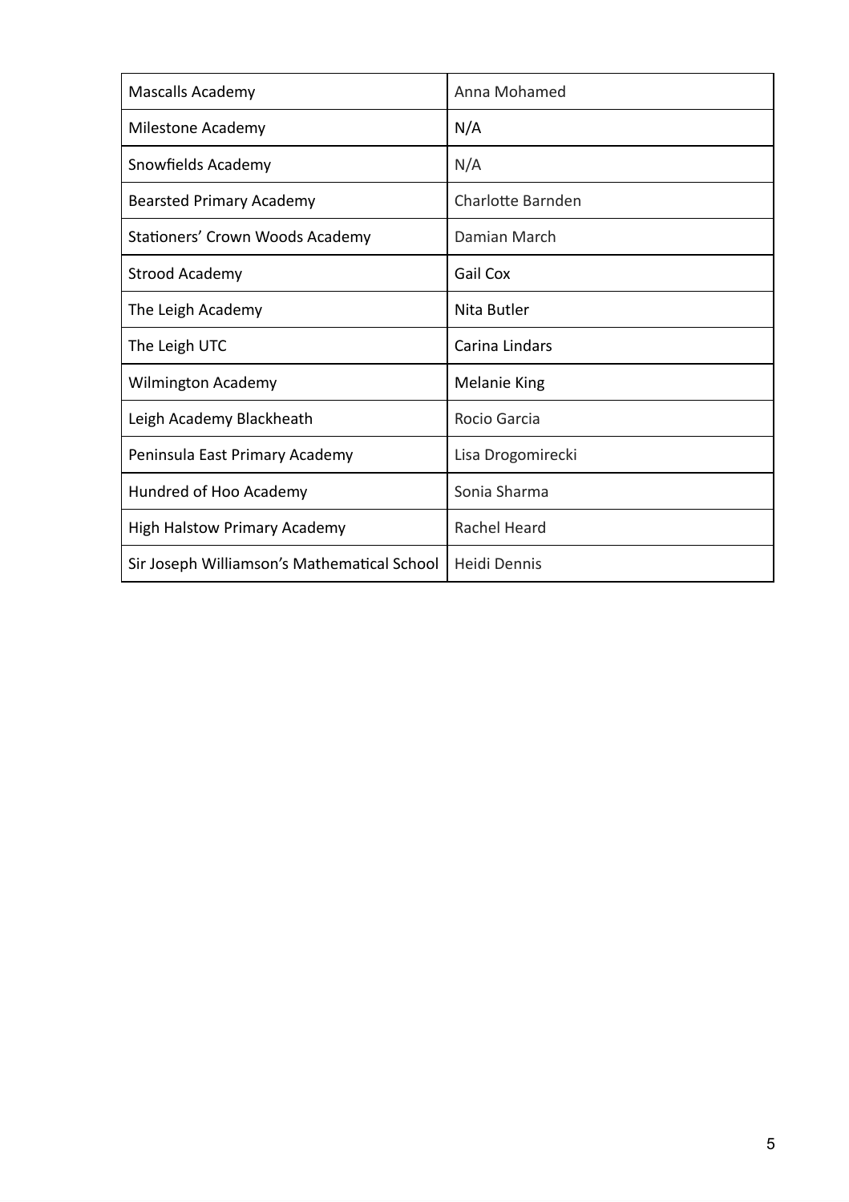| | |
|---|---|
| Mascalls Academy | Anna Mohamed |
| Milestone Academy | N/A |
| Snowfields Academy | N/A |
| Bearsted Primary Academy | Charlotte Barnden |
| Stationers' Crown Woods Academy | Damian March |
| Strood Academy | Gail Cox |
| The Leigh Academy | Nita Butler |
| The Leigh UTC | Carina Lindars |
| Wilmington Academy | Melanie King |
| Leigh Academy Blackheath | Rocio Garcia |
| Peninsula East Primary Academy | Lisa Drogomirecki |
| Hundred of Hoo Academy | Sonia Sharma |
| High Halstow Primary Academy | Rachel Heard |
| Sir Joseph Williamson's Mathematical School | Heidi Dennis |